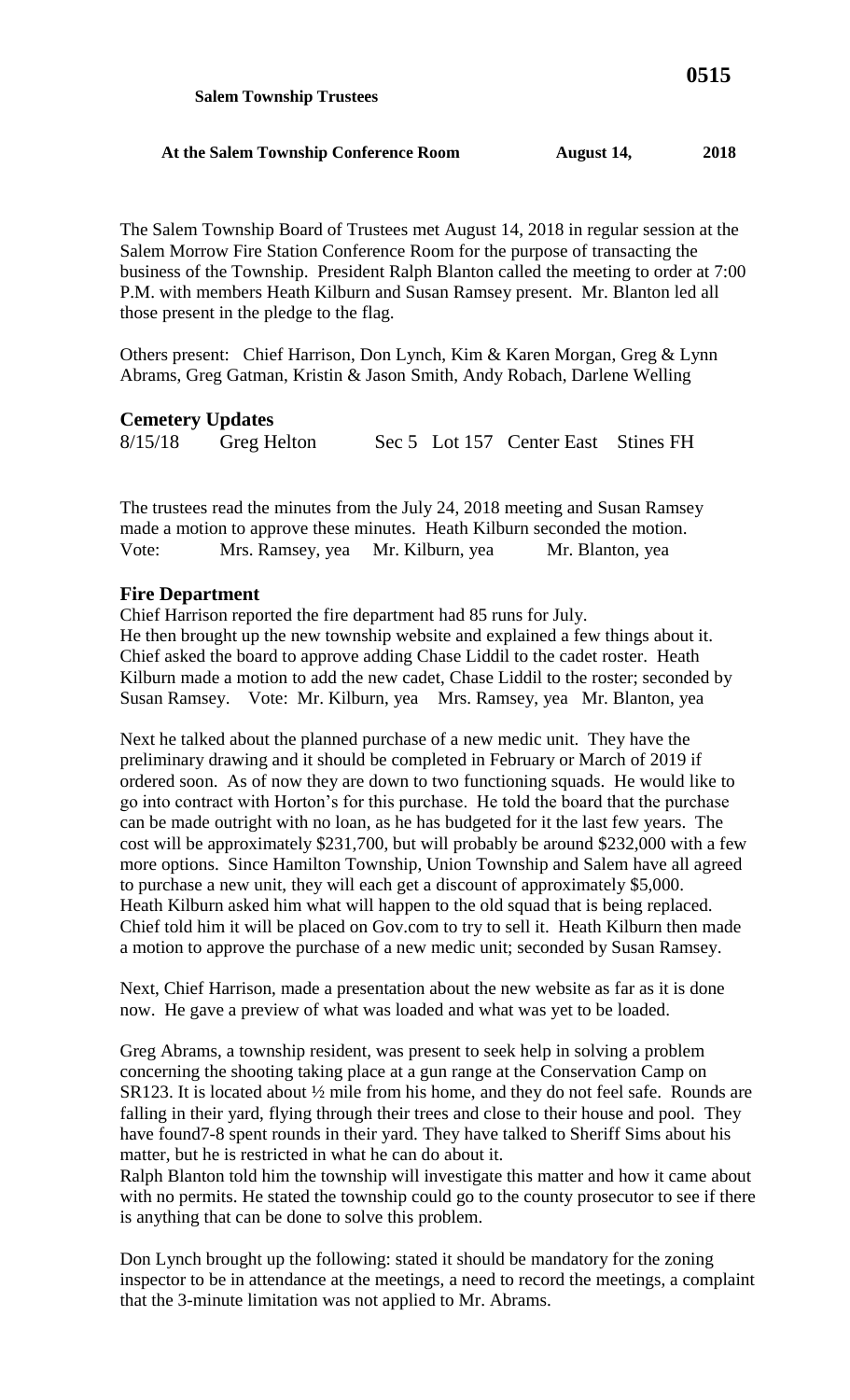**Salem Township Trustees**

**At the Salem Township Conference Room August 14, 2018**

The Salem Township Board of Trustees met August 14, 2018 in regular session at the Salem Morrow Fire Station Conference Room for the purpose of transacting the business of the Township. President Ralph Blanton called the meeting to order at 7:00 P.M. with members Heath Kilburn and Susan Ramsey present. Mr. Blanton led all those present in the pledge to the flag.

Others present: Chief Harrison, Don Lynch, Kim & Karen Morgan, Greg & Lynn Abrams, Greg Gatman, Kristin & Jason Smith, Andy Robach, Darlene Welling

## Cemetery Updates

| 8/15/18 | Greg Helton | Sec 5 | Lot 157 | Center East | Stines FH |
|---|---|---|---|---|---|

The trustees read the minutes from the July 24, 2018 meeting and Susan Ramsey made a motion to approve these minutes. Heath Kilburn seconded the motion.
Vote: Mrs. Ramsey, yea Mr. Kilburn, yea Mr. Blanton, yea

## Fire Department

Chief Harrison reported the fire department had 85 runs for July.
He then brought up the new township website and explained a few things about it.
Chief asked the board to approve adding Chase Liddil to the cadet roster. Heath Kilburn made a motion to add the new cadet, Chase Liddil to the roster; seconded by Susan Ramsey. Vote: Mr. Kilburn, yea Mrs. Ramsey, yea Mr. Blanton, yea

Next he talked about the planned purchase of a new medic unit. They have the preliminary drawing and it should be completed in February or March of 2019 if ordered soon. As of now they are down to two functioning squads. He would like to go into contract with Horton's for this purchase. He told the board that the purchase can be made outright with no loan, as he has budgeted for it the last few years. The cost will be approximately $231,700, but will probably be around $232,000 with a few more options. Since Hamilton Township, Union Township and Salem have all agreed to purchase a new unit, they will each get a discount of approximately $5,000. Heath Kilburn asked him what will happen to the old squad that is being replaced. Chief told him it will be placed on Gov.com to try to sell it. Heath Kilburn then made a motion to approve the purchase of a new medic unit; seconded by Susan Ramsey.

Next, Chief Harrison, made a presentation about the new website as far as it is done now. He gave a preview of what was loaded and what was yet to be loaded.

Greg Abrams, a township resident, was present to seek help in solving a problem concerning the shooting taking place at a gun range at the Conservation Camp on SR123. It is located about ½ mile from his home, and they do not feel safe. Rounds are falling in their yard, flying through their trees and close to their house and pool. They have found7-8 spent rounds in their yard. They have talked to Sheriff Sims about his matter, but he is restricted in what he can do about it.
Ralph Blanton told him the township will investigate this matter and how it came about with no permits. He stated the township could go to the county prosecutor to see if there is anything that can be done to solve this problem.

Don Lynch brought up the following: stated it should be mandatory for the zoning inspector to be in attendance at the meetings, a need to record the meetings, a complaint that the 3-minute limitation was not applied to Mr. Abrams.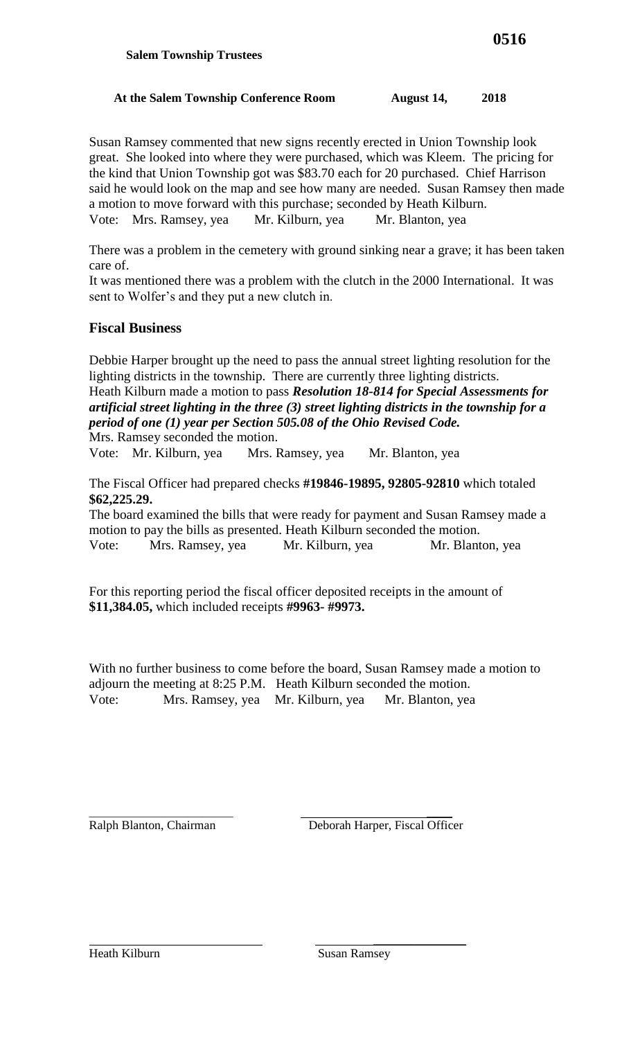**Salem Township Trustees**

**At the Salem Township Conference Room August 14, 2018**

Susan Ramsey commented that new signs recently erected in Union Township look great. She looked into where they were purchased, which was Kleem. The pricing for the kind that Union Township got was $83.70 each for 20 purchased. Chief Harrison said he would look on the map and see how many are needed. Susan Ramsey then made a motion to move forward with this purchase; seconded by Heath Kilburn.
Vote: Mrs. Ramsey, yea Mr. Kilburn, yea Mr. Blanton, yea

There was a problem in the cemetery with ground sinking near a grave; it has been taken care of.
It was mentioned there was a problem with the clutch in the 2000 International. It was sent to Wolfer's and they put a new clutch in.

## Fiscal Business

Debbie Harper brought up the need to pass the annual street lighting resolution for the lighting districts in the township. There are currently three lighting districts.
Heath Kilburn made a motion to pass ***Resolution 18-814 for Special Assessments for artificial street lighting in the three (3) street lighting districts in the township for a period of one (1) year per Section 505.08 of the Ohio Revised Code.***
Mrs. Ramsey seconded the motion.
Vote: Mr. Kilburn, yea Mrs. Ramsey, yea Mr. Blanton, yea

The Fiscal Officer had prepared checks **#19846-19895, 92805-92810** which totaled **$62,225.29.**
The board examined the bills that were ready for payment and Susan Ramsey made a motion to pay the bills as presented. Heath Kilburn seconded the motion.
Vote: Mrs. Ramsey, yea Mr. Kilburn, yea Mr. Blanton, yea

For this reporting period the fiscal officer deposited receipts in the amount of **$11,384.05,** which included receipts **#9963- #9973.**

With no further business to come before the board, Susan Ramsey made a motion to adjourn the meeting at 8:25 P.M. Heath Kilburn seconded the motion.
Vote: Mrs. Ramsey, yea Mr. Kilburn, yea Mr. Blanton, yea

Ralph Blanton, Chairman Deborah Harper, Fiscal Officer

Heath Kilburn Susan Ramsey